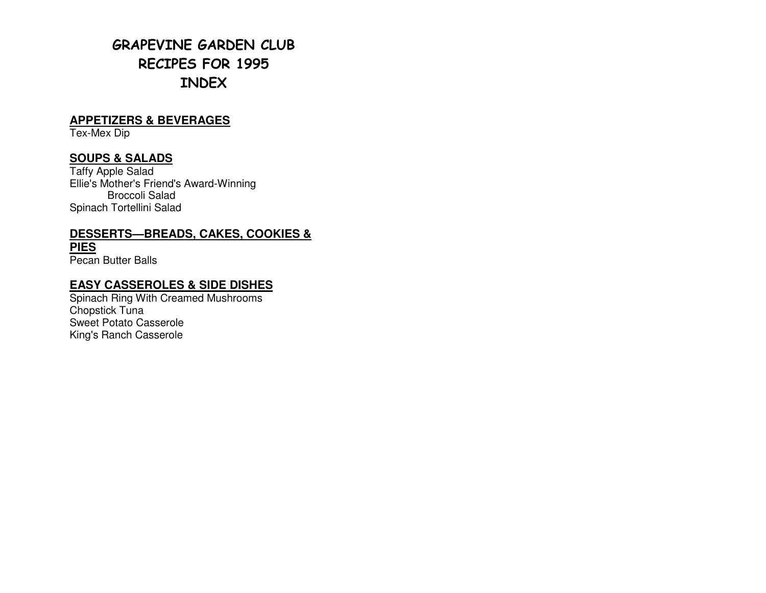# GRAPEVINE GARDEN CLUB
# RECIPES FOR 1995
# INDEX

## APPETIZERS & BEVERAGES

Tex-Mex Dip

## SOUPS & SALADS

Taffy Apple Salad
Ellie's Mother's Friend's Award-Winning
Broccoli Salad
Spinach Tortellini Salad

## DESSERTS—BREADS, CAKES, COOKIES & PIES

Pecan Butter Balls

## EASY CASSEROLES & SIDE DISHES

Spinach Ring With Creamed Mushrooms
Chopstick Tuna
Sweet Potato Casserole
King's Ranch Casserole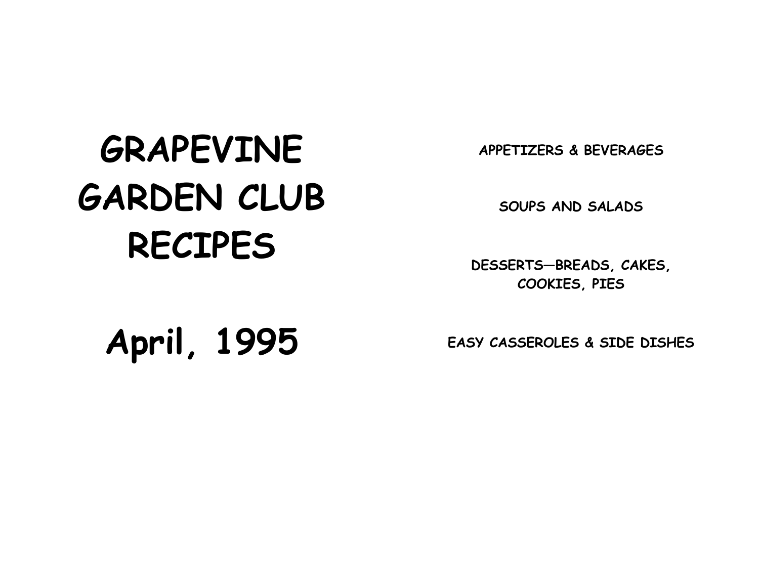# GRAPEVINE GARDEN CLUB RECIPES

# April, 1995

**APPETIZERS & BEVERAGES**

**SOUPS AND SALADS**

**DESSERTS—BREADS, CAKES, COOKIES, PIES**

**EASY CASSEROLES & SIDE DISHES**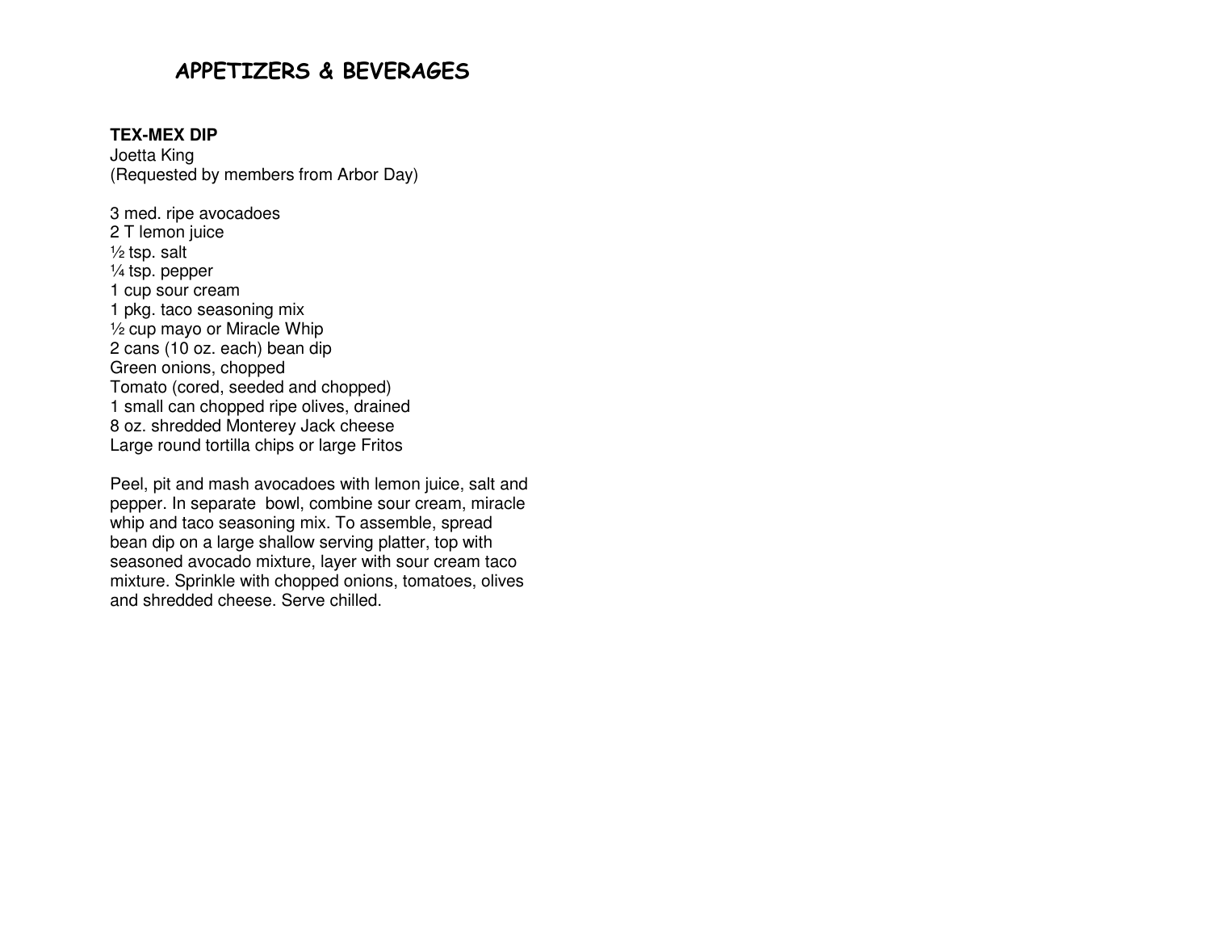# APPETIZERS & BEVERAGES

**TEX-MEX DIP**
Joetta King
(Requested by members from Arbor Day)

3 med. ripe avocadoes
2 T lemon juice
½ tsp. salt
¼ tsp. pepper
1 cup sour cream
1 pkg. taco seasoning mix
½ cup mayo or Miracle Whip
2 cans (10 oz. each) bean dip
Green onions, chopped
Tomato (cored, seeded and chopped)
1 small can chopped ripe olives, drained
8 oz. shredded Monterey Jack cheese
Large round tortilla chips or large Fritos

Peel, pit and mash avocadoes with lemon juice, salt and pepper. In separate bowl, combine sour cream, miracle whip and taco seasoning mix. To assemble, spread bean dip on a large shallow serving platter, top with seasoned avocado mixture, layer with sour cream taco mixture. Sprinkle with chopped onions, tomatoes, olives and shredded cheese. Serve chilled.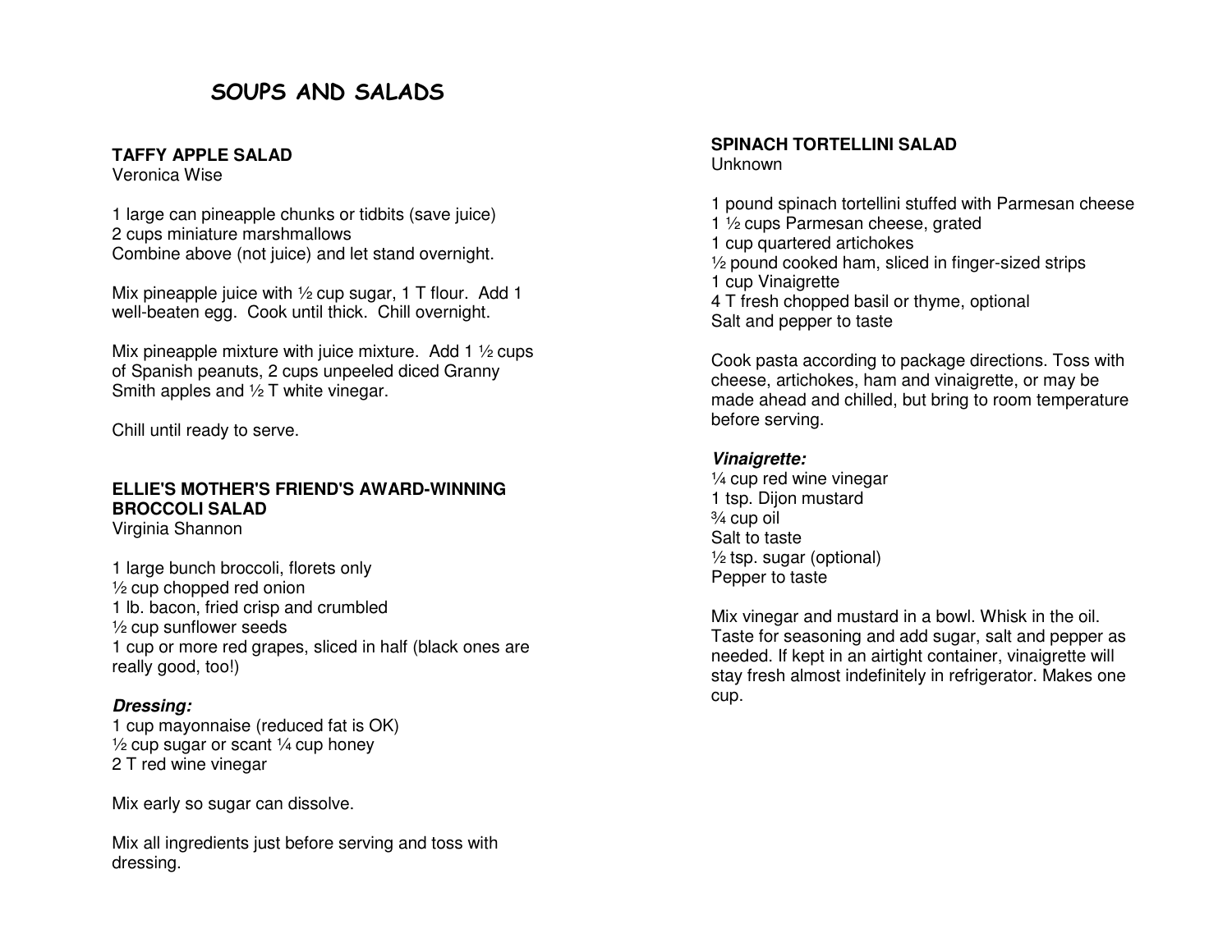# SOUPS AND SALADS

## TAFFY APPLE SALAD

Veronica Wise

1 large can pineapple chunks or tidbits (save juice)
2 cups miniature marshmallows
Combine above (not juice) and let stand overnight.

Mix pineapple juice with ½ cup sugar, 1 T flour. Add 1 well-beaten egg. Cook until thick. Chill overnight.

Mix pineapple mixture with juice mixture. Add 1 ½ cups of Spanish peanuts, 2 cups unpeeled diced Granny Smith apples and ½ T white vinegar.

Chill until ready to serve.

## ELLIE'S MOTHER'S FRIEND'S AWARD-WINNING BROCCOLI SALAD

Virginia Shannon

1 large bunch broccoli, florets only
½ cup chopped red onion
1 lb. bacon, fried crisp and crumbled
½ cup sunflower seeds
1 cup or more red grapes, sliced in half (black ones are really good, too!)

***Dressing:***
1 cup mayonnaise (reduced fat is OK)
½ cup sugar or scant ¼ cup honey
2 T red wine vinegar

Mix early so sugar can dissolve.

Mix all ingredients just before serving and toss with dressing.

## SPINACH TORTELLINI SALAD

Unknown

1 pound spinach tortellini stuffed with Parmesan cheese
1 ½ cups Parmesan cheese, grated
1 cup quartered artichokes
½ pound cooked ham, sliced in finger-sized strips
1 cup Vinaigrette
4 T fresh chopped basil or thyme, optional
Salt and pepper to taste

Cook pasta according to package directions. Toss with cheese, artichokes, ham and vinaigrette, or may be made ahead and chilled, but bring to room temperature before serving.

***Vinaigrette:***
¼ cup red wine vinegar
1 tsp. Dijon mustard
¾ cup oil
Salt to taste
½ tsp. sugar (optional)
Pepper to taste

Mix vinegar and mustard in a bowl. Whisk in the oil. Taste for seasoning and add sugar, salt and pepper as needed. If kept in an airtight container, vinaigrette will stay fresh almost indefinitely in refrigerator. Makes one cup.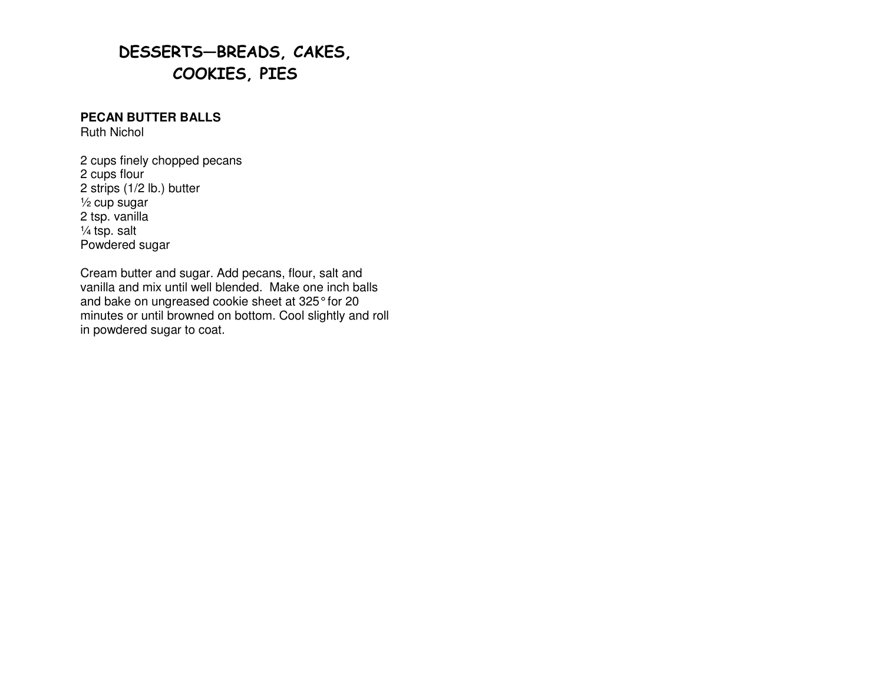# DESSERTS—BREADS, CAKES, COOKIES, PIES

**PECAN BUTTER BALLS**
Ruth Nichol

2 cups finely chopped pecans
2 cups flour
2 strips (1/2 lb.) butter
½ cup sugar
2 tsp. vanilla
¼ tsp. salt
Powdered sugar

Cream butter and sugar. Add pecans, flour, salt and vanilla and mix until well blended. Make one inch balls and bake on ungreased cookie sheet at 325° for 20 minutes or until browned on bottom. Cool slightly and roll in powdered sugar to coat.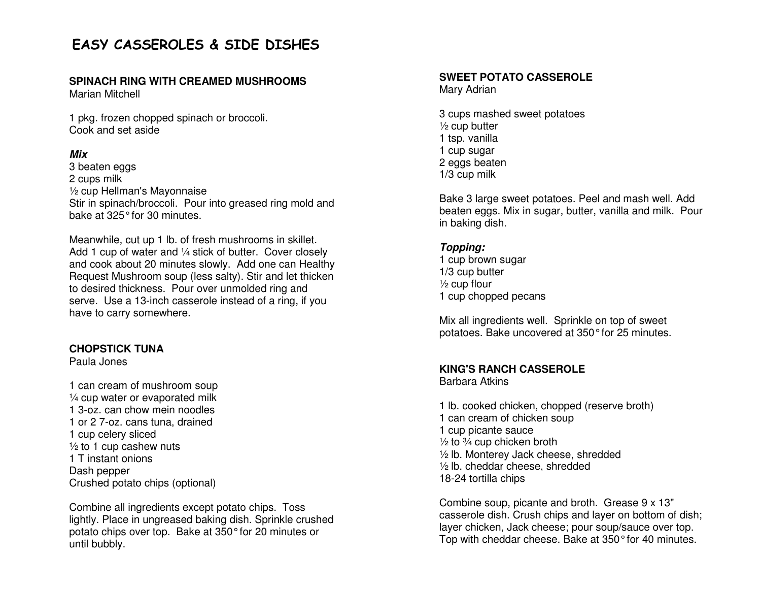# EASY CASSEROLES & SIDE DISHES

### SPINACH RING WITH CREAMED MUSHROOMS
Marian Mitchell

1 pkg. frozen chopped spinach or broccoli.
Cook and set aside

***Mix***
3 beaten eggs
2 cups milk
½ cup Hellman's Mayonnaise
Stir in spinach/broccoli. Pour into greased ring mold and bake at 325° for 30 minutes.

Meanwhile, cut up 1 lb. of fresh mushrooms in skillet. Add 1 cup of water and ¼ stick of butter. Cover closely and cook about 20 minutes slowly. Add one can Healthy Request Mushroom soup (less salty). Stir and let thicken to desired thickness. Pour over unmolded ring and serve. Use a 13-inch casserole instead of a ring, if you have to carry somewhere.

### CHOPSTICK TUNA
Paula Jones

1 can cream of mushroom soup
¼ cup water or evaporated milk
1 3-oz. can chow mein noodles
1 or 2 7-oz. cans tuna, drained
1 cup celery sliced
½ to 1 cup cashew nuts
1 T instant onions
Dash pepper
Crushed potato chips (optional)

Combine all ingredients except potato chips. Toss lightly. Place in ungreased baking dish. Sprinkle crushed potato chips over top. Bake at 350° for 20 minutes or until bubbly.

### SWEET POTATO CASSEROLE
Mary Adrian

3 cups mashed sweet potatoes
½ cup butter
1 tsp. vanilla
1 cup sugar
2 eggs beaten
1/3 cup milk

Bake 3 large sweet potatoes. Peel and mash well. Add beaten eggs. Mix in sugar, butter, vanilla and milk. Pour in baking dish.

***Topping:***
1 cup brown sugar
1/3 cup butter
½ cup flour
1 cup chopped pecans

Mix all ingredients well. Sprinkle on top of sweet potatoes. Bake uncovered at 350° for 25 minutes.

### KING'S RANCH CASSEROLE
Barbara Atkins

1 lb. cooked chicken, chopped (reserve broth)
1 can cream of chicken soup
1 cup picante sauce
½ to ¾ cup chicken broth
½ lb. Monterey Jack cheese, shredded
½ lb. cheddar cheese, shredded
18-24 tortilla chips

Combine soup, picante and broth. Grease 9 x 13" casserole dish. Crush chips and layer on bottom of dish; layer chicken, Jack cheese; pour soup/sauce over top. Top with cheddar cheese. Bake at 350° for 40 minutes.